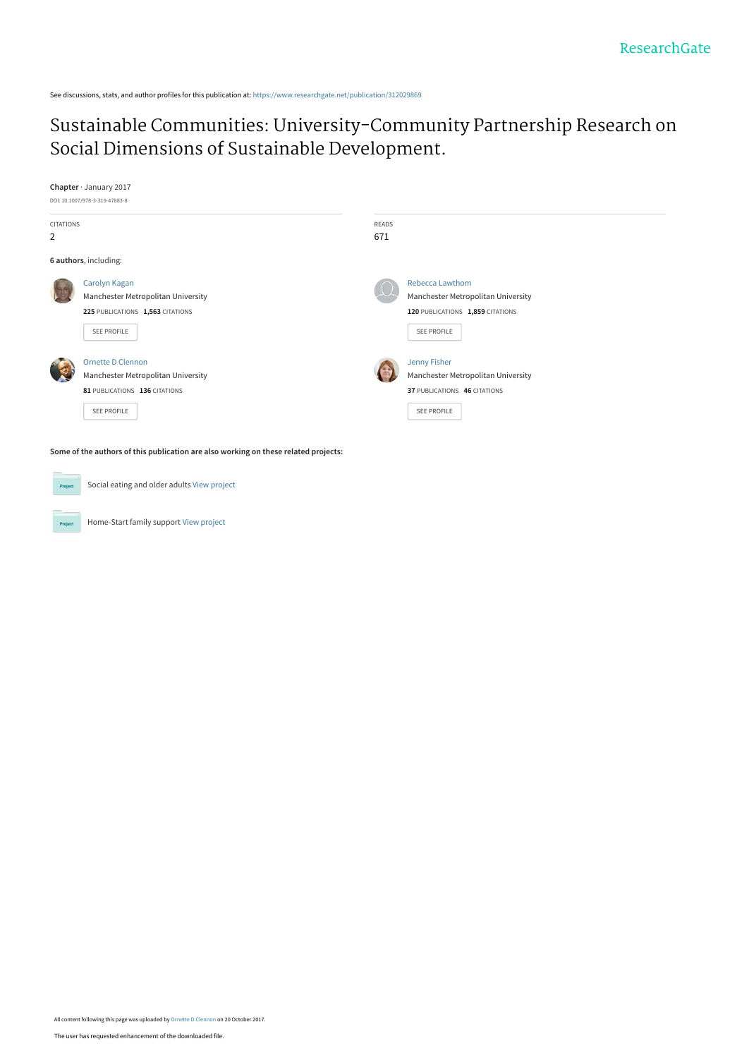See discussions, stats, and author profiles for this publication at: https://www.researchgate.net/publication/312029869

# Sustainable Communities: University-Community Partnership Research on Social Dimensions of Sustainable Development.

**Chapter** · January 2017

DOI: 10.1007/978-3-319-47883-8

CITATIONS
2

READS
671

**6 authors**, including:

Carolyn Kagan
Manchester Metropolitan University
**225** PUBLICATIONS **1,563** CITATIONS

SEE PROFILE

Rebecca Lawthom
Manchester Metropolitan University
**120** PUBLICATIONS **1,859** CITATIONS

SEE PROFILE

Ornette D Clennon
Manchester Metropolitan University
**81** PUBLICATIONS **136** CITATIONS

SEE PROFILE

Jenny Fisher
Manchester Metropolitan University
**37** PUBLICATIONS **46** CITATIONS

SEE PROFILE

**Some of the authors of this publication are also working on these related projects:**

Social eating and older adults View project

Home-Start family support View project

All content following this page was uploaded by Ornette D Clennon on 20 October 2017.

The user has requested enhancement of the downloaded file.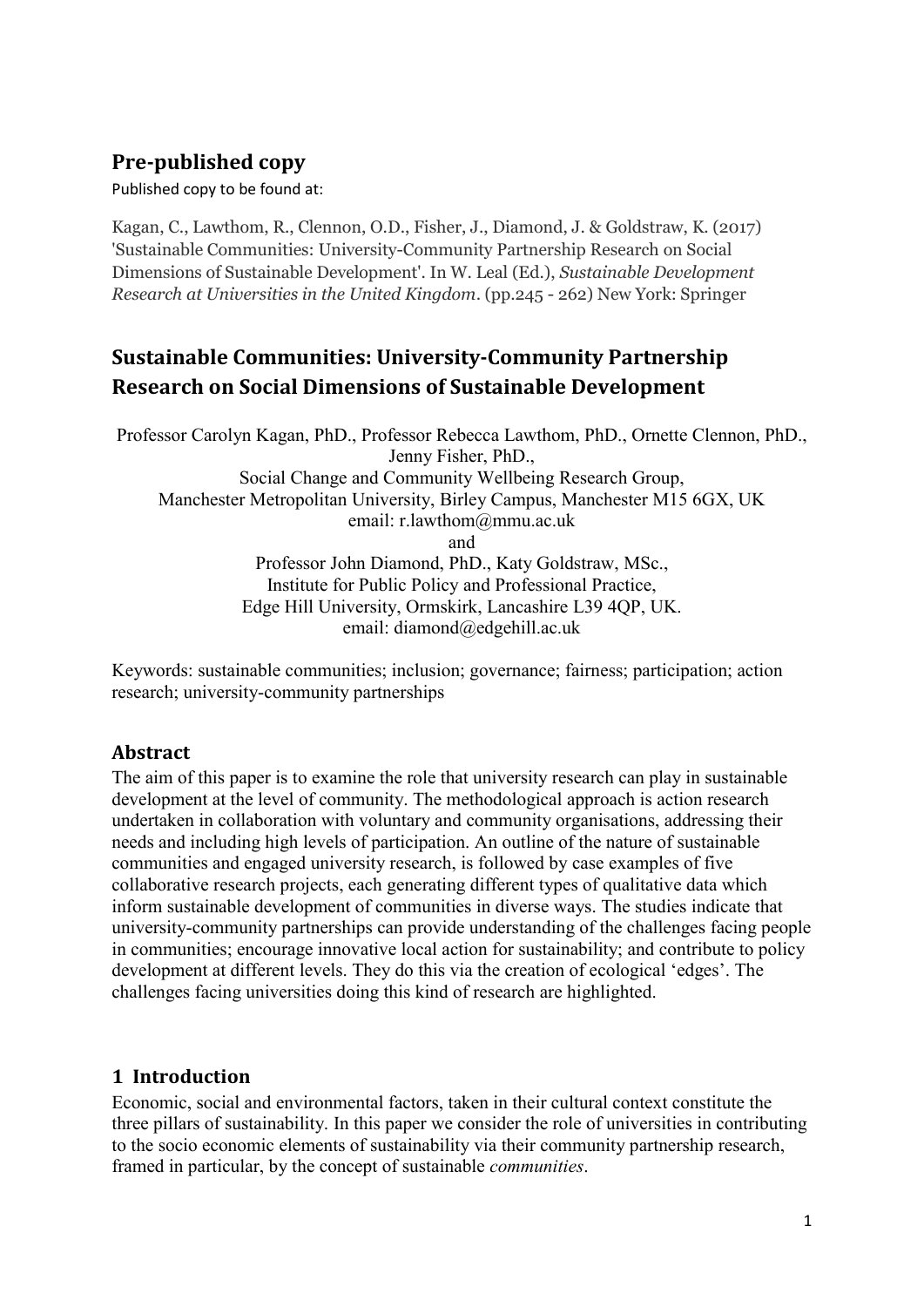## Pre-published copy

Published copy to be found at:

Kagan, C., Lawthom, R., Clennon, O.D., Fisher, J., Diamond, J. & Goldstraw, K. (2017) 'Sustainable Communities: University-Community Partnership Research on Social Dimensions of Sustainable Development'. In W. Leal (Ed.), *Sustainable Development Research at Universities in the United Kingdom*. (pp.245 - 262) New York: Springer

# Sustainable Communities: University-Community Partnership Research on Social Dimensions of Sustainable Development

Professor Carolyn Kagan, PhD., Professor Rebecca Lawthom, PhD., Ornette Clennon, PhD., Jenny Fisher, PhD.,
Social Change and Community Wellbeing Research Group,
Manchester Metropolitan University, Birley Campus, Manchester M15 6GX, UK
email: r.lawthom@mmu.ac.uk
and
Professor John Diamond, PhD., Katy Goldstraw, MSc.,
Institute for Public Policy and Professional Practice,
Edge Hill University, Ormskirk, Lancashire L39 4QP, UK.
email: diamond@edgehill.ac.uk

Keywords: sustainable communities; inclusion; governance; fairness; participation; action research; university-community partnerships

## Abstract

The aim of this paper is to examine the role that university research can play in sustainable development at the level of community. The methodological approach is action research undertaken in collaboration with voluntary and community organisations, addressing their needs and including high levels of participation. An outline of the nature of sustainable communities and engaged university research, is followed by case examples of five collaborative research projects, each generating different types of qualitative data which inform sustainable development of communities in diverse ways. The studies indicate that university-community partnerships can provide understanding of the challenges facing people in communities; encourage innovative local action for sustainability; and contribute to policy development at different levels. They do this via the creation of ecological 'edges'. The challenges facing universities doing this kind of research are highlighted.

## 1 Introduction

Economic, social and environmental factors, taken in their cultural context constitute the three pillars of sustainability. In this paper we consider the role of universities in contributing to the socio economic elements of sustainability via their community partnership research, framed in particular, by the concept of sustainable *communities*.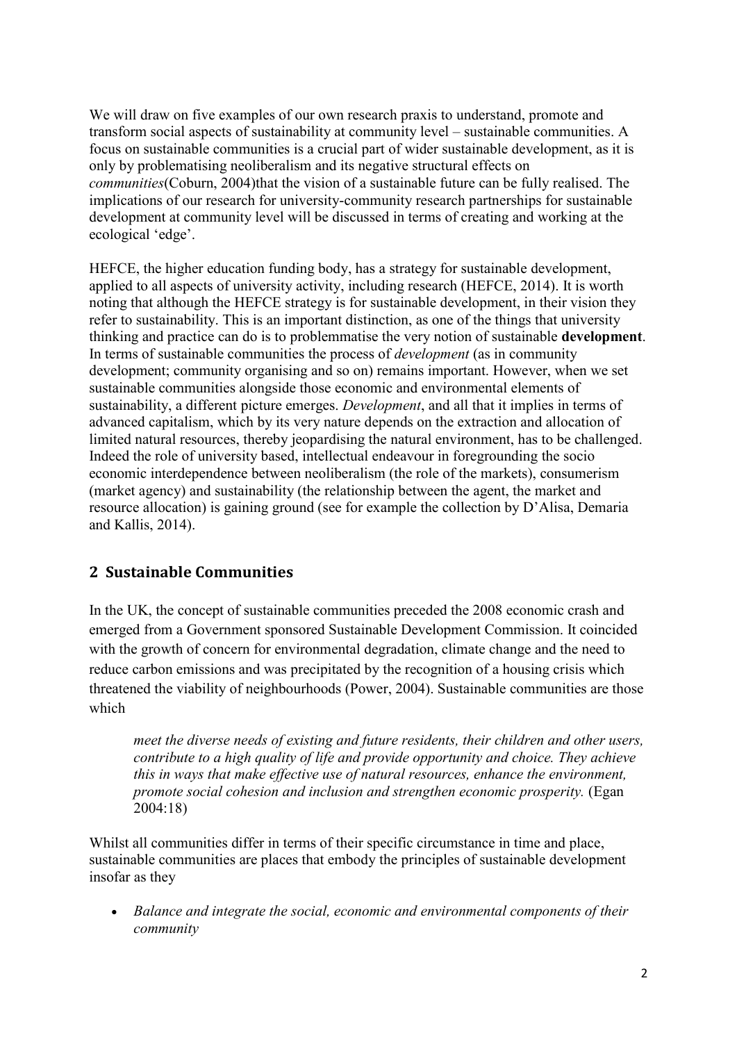We will draw on five examples of our own research praxis to understand, promote and transform social aspects of sustainability at community level – sustainable communities. A focus on sustainable communities is a crucial part of wider sustainable development, as it is only by problematising neoliberalism and its negative structural effects on *communities*(Coburn, 2004)that the vision of a sustainable future can be fully realised. The implications of our research for university-community research partnerships for sustainable development at community level will be discussed in terms of creating and working at the ecological 'edge'.

HEFCE, the higher education funding body, has a strategy for sustainable development, applied to all aspects of university activity, including research (HEFCE, 2014). It is worth noting that although the HEFCE strategy is for sustainable development, in their vision they refer to sustainability. This is an important distinction, as one of the things that university thinking and practice can do is to problemmatise the very notion of sustainable **development**. In terms of sustainable communities the process of *development* (as in community development; community organising and so on) remains important. However, when we set sustainable communities alongside those economic and environmental elements of sustainability, a different picture emerges. *Development*, and all that it implies in terms of advanced capitalism, which by its very nature depends on the extraction and allocation of limited natural resources, thereby jeopardising the natural environment, has to be challenged. Indeed the role of university based, intellectual endeavour in foregrounding the socio economic interdependence between neoliberalism (the role of the markets), consumerism (market agency) and sustainability (the relationship between the agent, the market and resource allocation) is gaining ground (see for example the collection by D'Alisa, Demaria and Kallis, 2014).

## 2 Sustainable Communities

In the UK, the concept of sustainable communities preceded the 2008 economic crash and emerged from a Government sponsored Sustainable Development Commission. It coincided with the growth of concern for environmental degradation, climate change and the need to reduce carbon emissions and was precipitated by the recognition of a housing crisis which threatened the viability of neighbourhoods (Power, 2004). Sustainable communities are those which

> *meet the diverse needs of existing and future residents, their children and other users, contribute to a high quality of life and provide opportunity and choice. They achieve this in ways that make effective use of natural resources, enhance the environment, promote social cohesion and inclusion and strengthen economic prosperity.* (Egan 2004:18)

Whilst all communities differ in terms of their specific circumstance in time and place, sustainable communities are places that embody the principles of sustainable development insofar as they

- *Balance and integrate the social, economic and environmental components of their community*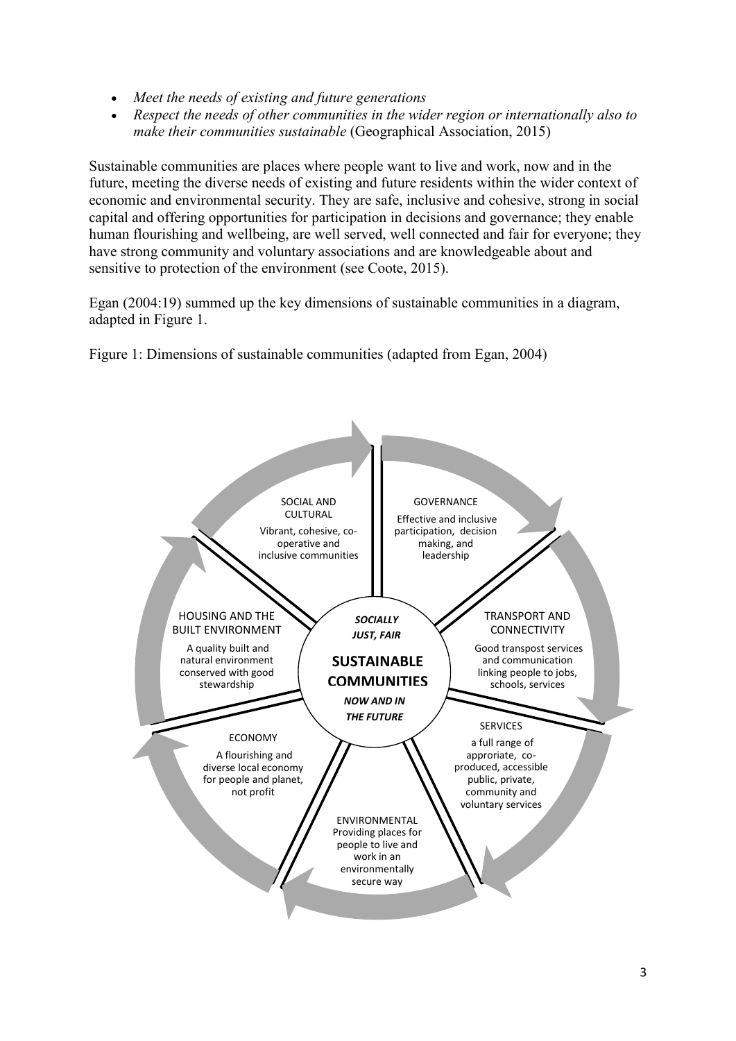- *Meet the needs of existing and future generations*
- *Respect the needs of other communities in the wider region or internationally also to make their communities sustainable* (Geographical Association, 2015)

Sustainable communities are places where people want to live and work, now and in the future, meeting the diverse needs of existing and future residents within the wider context of economic and environmental security. They are safe, inclusive and cohesive, strong in social capital and offering opportunities for participation in decisions and governance; they enable human flourishing and wellbeing, are well served, well connected and fair for everyone; they have strong community and voluntary associations and are knowledgeable about and sensitive to protection of the environment (see Coote, 2015).

Egan (2004:19) summed up the key dimensions of sustainable communities in a diagram, adapted in Figure 1.

Figure 1: Dimensions of sustainable communities (adapted from Egan, 2004)

***SOCIALLY JUST, FAIR***

**SUSTAINABLE COMMUNITIES**

***NOW AND IN THE FUTURE***

SOCIAL AND CULTURAL
Vibrant, cohesive, co-operative and inclusive communities

GOVERNANCE
Effective and inclusive participation, decision making, and leadership

TRANSPORT AND CONNECTIVITY
Good transpost services and communication linking people to jobs, schools, services

SERVICES
a full range of approriate, co-produced, accessible public, private, community and voluntary services

ENVIRONMENTAL
Providing places for people to live and work in an environmentally secure way

ECONOMY
A flourishing and diverse local economy for people and planet, not profit

HOUSING AND THE BUILT ENVIRONMENT
A quality built and natural environment conserved with good stewardship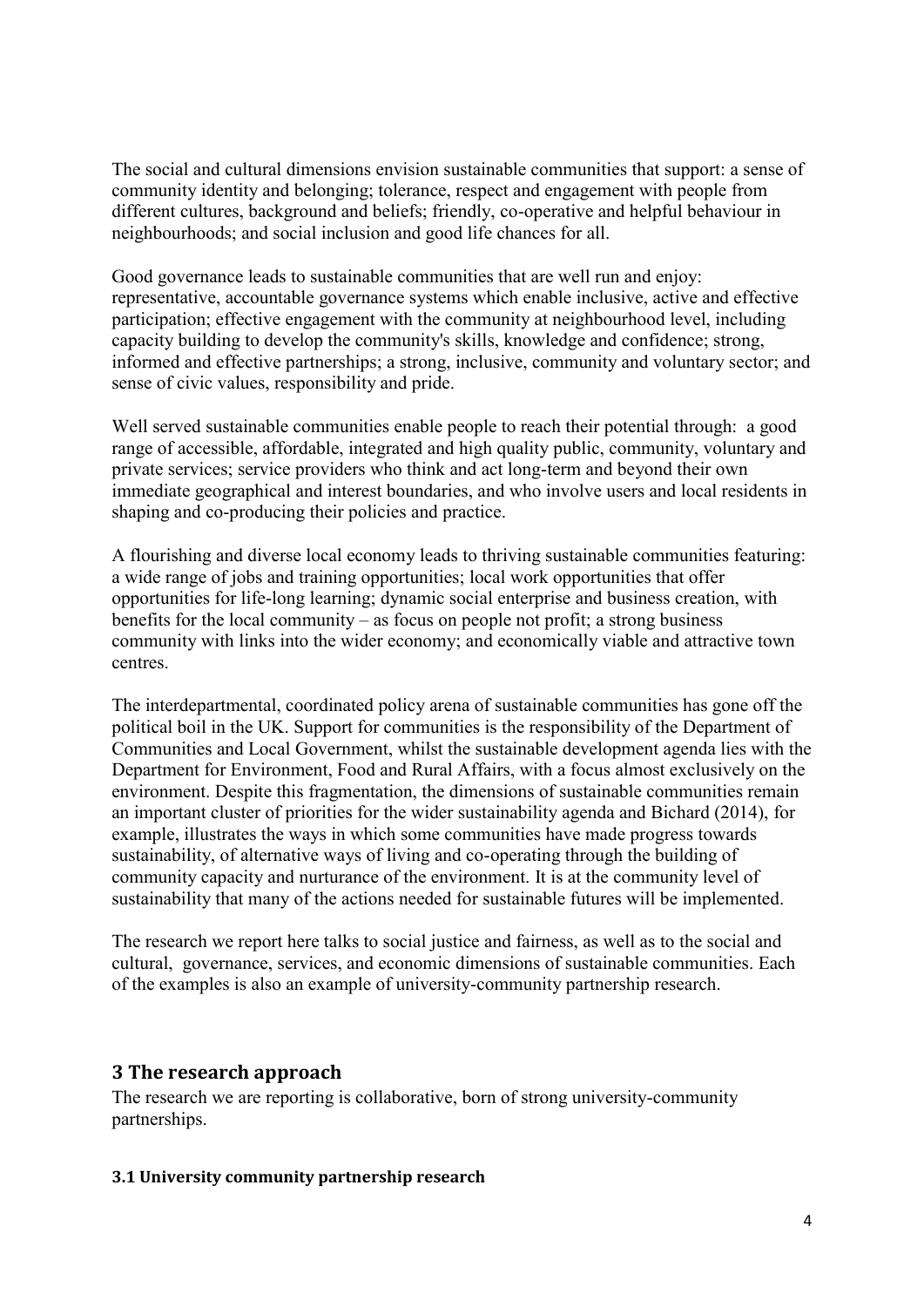The social and cultural dimensions envision sustainable communities that support: a sense of community identity and belonging; tolerance, respect and engagement with people from different cultures, background and beliefs; friendly, co-operative and helpful behaviour in neighbourhoods; and social inclusion and good life chances for all.

Good governance leads to sustainable communities that are well run and enjoy: representative, accountable governance systems which enable inclusive, active and effective participation; effective engagement with the community at neighbourhood level, including capacity building to develop the community's skills, knowledge and confidence; strong, informed and effective partnerships; a strong, inclusive, community and voluntary sector; and sense of civic values, responsibility and pride.

Well served sustainable communities enable people to reach their potential through: a good range of accessible, affordable, integrated and high quality public, community, voluntary and private services; service providers who think and act long-term and beyond their own immediate geographical and interest boundaries, and who involve users and local residents in shaping and co-producing their policies and practice.

A flourishing and diverse local economy leads to thriving sustainable communities featuring: a wide range of jobs and training opportunities; local work opportunities that offer opportunities for life-long learning; dynamic social enterprise and business creation, with benefits for the local community – as focus on people not profit; a strong business community with links into the wider economy; and economically viable and attractive town centres.

The interdepartmental, coordinated policy arena of sustainable communities has gone off the political boil in the UK. Support for communities is the responsibility of the Department of Communities and Local Government, whilst the sustainable development agenda lies with the Department for Environment, Food and Rural Affairs, with a focus almost exclusively on the environment. Despite this fragmentation, the dimensions of sustainable communities remain an important cluster of priorities for the wider sustainability agenda and Bichard (2014), for example, illustrates the ways in which some communities have made progress towards sustainability, of alternative ways of living and co-operating through the building of community capacity and nurturance of the environment. It is at the community level of sustainability that many of the actions needed for sustainable futures will be implemented.

The research we report here talks to social justice and fairness, as well as to the social and cultural, governance, services, and economic dimensions of sustainable communities. Each of the examples is also an example of university-community partnership research.

## 3 The research approach

The research we are reporting is collaborative, born of strong university-community partnerships.

### 3.1 University community partnership research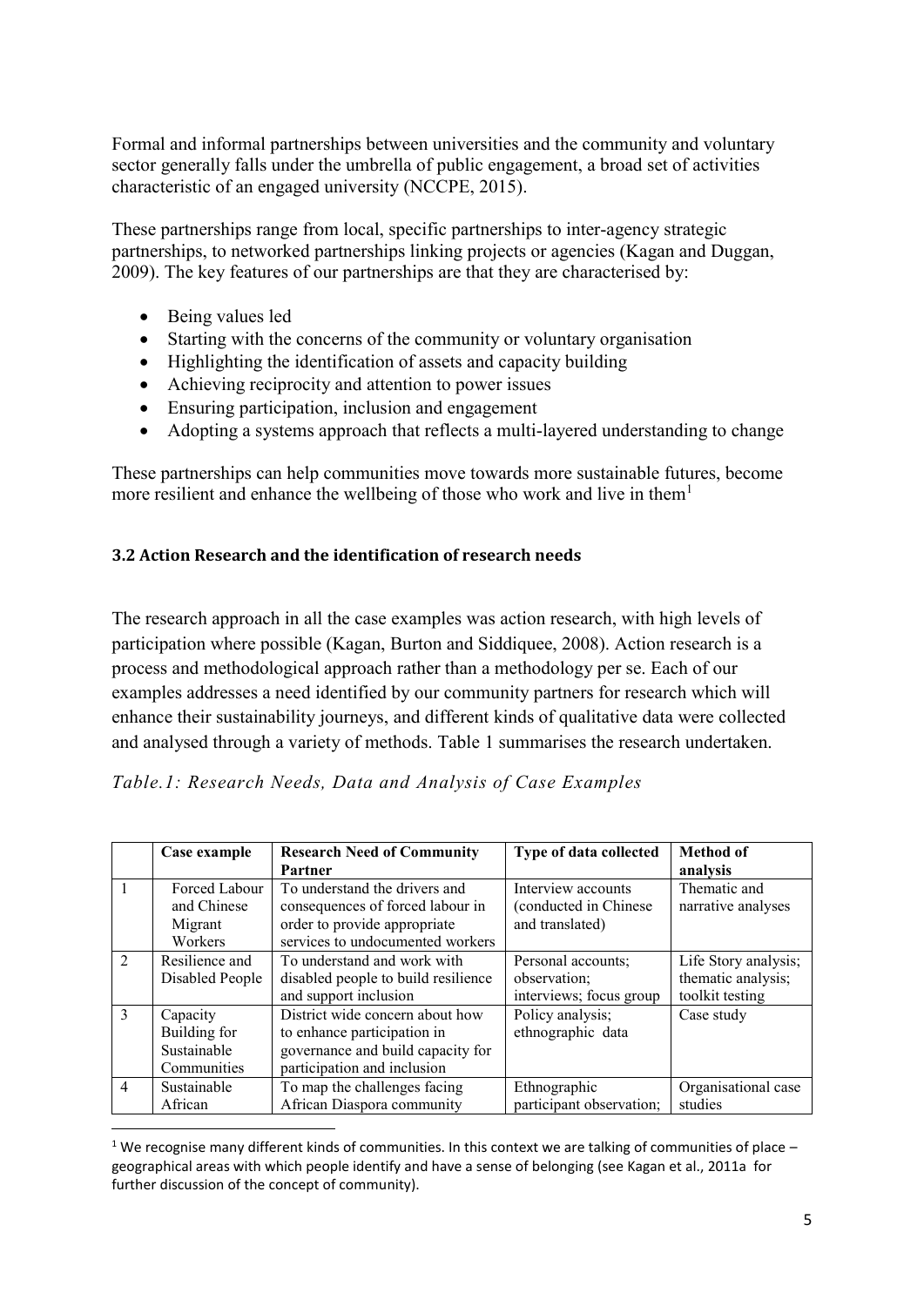Formal and informal partnerships between universities and the community and voluntary sector generally falls under the umbrella of public engagement, a broad set of activities characteristic of an engaged university (NCCPE, 2015).

These partnerships range from local, specific partnerships to inter-agency strategic partnerships, to networked partnerships linking projects or agencies (Kagan and Duggan, 2009). The key features of our partnerships are that they are characterised by:

- Being values led
- Starting with the concerns of the community or voluntary organisation
- Highlighting the identification of assets and capacity building
- Achieving reciprocity and attention to power issues
- Ensuring participation, inclusion and engagement
- Adopting a systems approach that reflects a multi-layered understanding to change

These partnerships can help communities move towards more sustainable futures, become more resilient and enhance the wellbeing of those who work and live in them[1]

### 3.2 Action Research and the identification of research needs

The research approach in all the case examples was action research, with high levels of participation where possible (Kagan, Burton and Siddiquee, 2008). Action research is a process and methodological approach rather than a methodology per se. Each of our examples addresses a need identified by our community partners for research which will enhance their sustainability journeys, and different kinds of qualitative data were collected and analysed through a variety of methods. Table 1 summarises the research undertaken.

*Table.1: Research Needs, Data and Analysis of Case Examples*

| | Case example | Research Need of Community Partner | Type of data collected | Method of analysis |
|---|---|---|---|---|
| 1 | Forced Labour and Chinese Migrant Workers | To understand the drivers and consequences of forced labour in order to provide appropriate services to undocumented workers | Interview accounts (conducted in Chinese and translated) | Thematic and narrative analyses |
| 2 | Resilience and Disabled People | To understand and work with disabled people to build resilience and support inclusion | Personal accounts; observation; interviews; focus group | Life Story analysis; thematic analysis; toolkit testing |
| 3 | Capacity Building for Sustainable Communities | District wide concern about how to enhance participation in governance and build capacity for participation and inclusion | Policy analysis; ethnographic data | Case study |
| 4 | Sustainable African | To map the challenges facing African Diaspora community | Ethnographic participant observation; | Organisational case studies |

[1] We recognise many different kinds of communities. In this context we are talking of communities of place – geographical areas with which people identify and have a sense of belonging (see Kagan et al., 2011a for further discussion of the concept of community).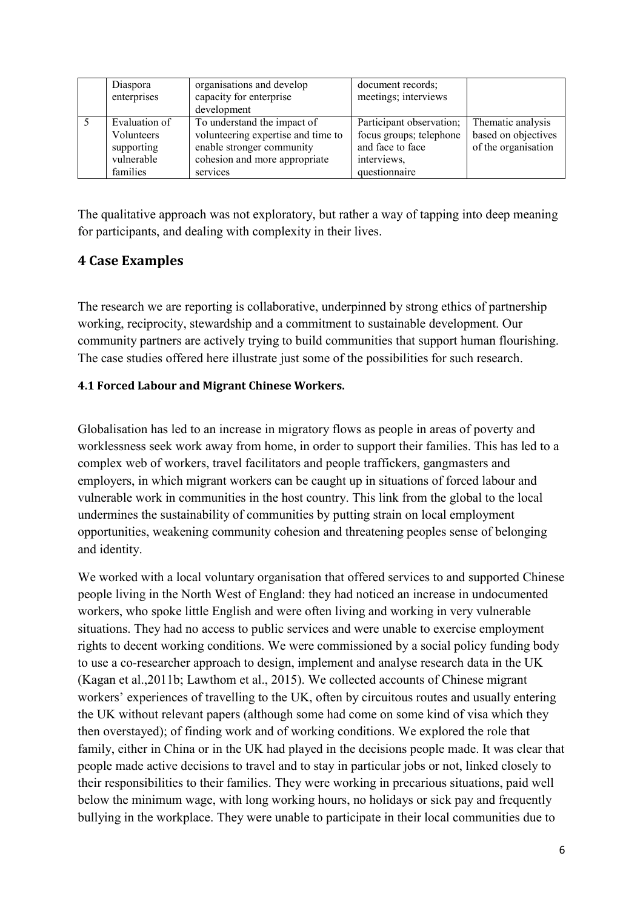|   | Diaspora enterprises | organisations and develop capacity for enterprise development | document records; meetings; interviews |   |
|---|---|---|---|---|
| 5 | Evaluation of Volunteers supporting vulnerable families | To understand the impact of volunteering expertise and time to enable stronger community cohesion and more appropriate services | Participant observation; focus groups; telephone and face to face interviews, questionnaire | Thematic analysis based on objectives of the organisation |

The qualitative approach was not exploratory, but rather a way of tapping into deep meaning for participants, and dealing with complexity in their lives.

## 4 Case Examples

The research we are reporting is collaborative, underpinned by strong ethics of partnership working, reciprocity, stewardship and a commitment to sustainable development. Our community partners are actively trying to build communities that support human flourishing. The case studies offered here illustrate just some of the possibilities for such research.

### 4.1 Forced Labour and Migrant Chinese Workers.

Globalisation has led to an increase in migratory flows as people in areas of poverty and worklessness seek work away from home, in order to support their families. This has led to a complex web of workers, travel facilitators and people traffickers, gangmasters and employers, in which migrant workers can be caught up in situations of forced labour and vulnerable work in communities in the host country. This link from the global to the local undermines the sustainability of communities by putting strain on local employment opportunities, weakening community cohesion and threatening peoples sense of belonging and identity.

We worked with a local voluntary organisation that offered services to and supported Chinese people living in the North West of England: they had noticed an increase in undocumented workers, who spoke little English and were often living and working in very vulnerable situations. They had no access to public services and were unable to exercise employment rights to decent working conditions. We were commissioned by a social policy funding body to use a co-researcher approach to design, implement and analyse research data in the UK (Kagan et al.,2011b; Lawthom et al., 2015). We collected accounts of Chinese migrant workers' experiences of travelling to the UK, often by circuitous routes and usually entering the UK without relevant papers (although some had come on some kind of visa which they then overstayed); of finding work and of working conditions. We explored the role that family, either in China or in the UK had played in the decisions people made. It was clear that people made active decisions to travel and to stay in particular jobs or not, linked closely to their responsibilities to their families. They were working in precarious situations, paid well below the minimum wage, with long working hours, no holidays or sick pay and frequently bullying in the workplace. They were unable to participate in their local communities due to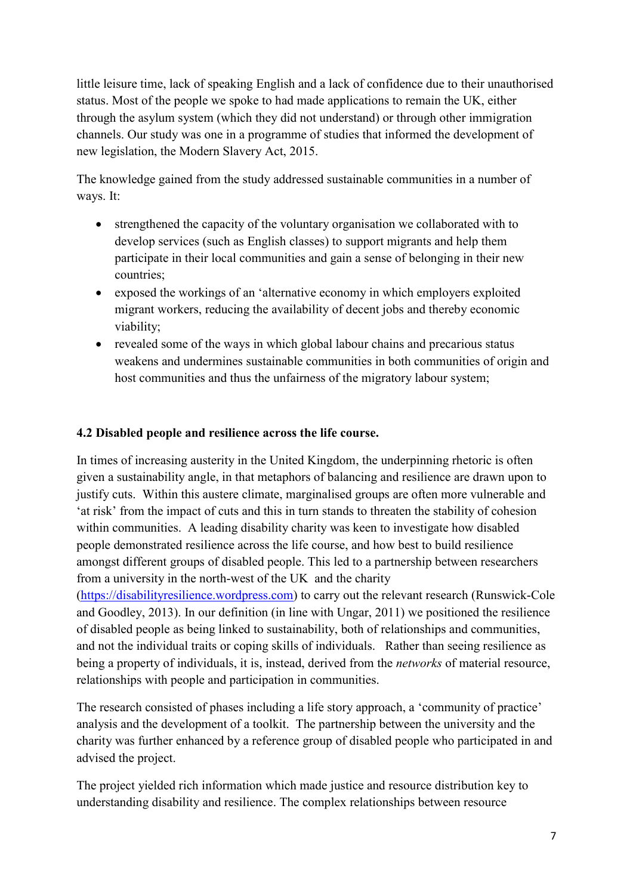little leisure time, lack of speaking English and a lack of confidence due to their unauthorised status. Most of the people we spoke to had made applications to remain the UK, either through the asylum system (which they did not understand) or through other immigration channels. Our study was one in a programme of studies that informed the development of new legislation, the Modern Slavery Act, 2015.

The knowledge gained from the study addressed sustainable communities in a number of ways. It:

- strengthened the capacity of the voluntary organisation we collaborated with to develop services (such as English classes) to support migrants and help them participate in their local communities and gain a sense of belonging in their new countries;
- exposed the workings of an 'alternative economy in which employers exploited migrant workers, reducing the availability of decent jobs and thereby economic viability;
- revealed some of the ways in which global labour chains and precarious status weakens and undermines sustainable communities in both communities of origin and host communities and thus the unfairness of the migratory labour system;

**4.2 Disabled people and resilience across the life course.**

In times of increasing austerity in the United Kingdom, the underpinning rhetoric is often given a sustainability angle, in that metaphors of balancing and resilience are drawn upon to justify cuts. Within this austere climate, marginalised groups are often more vulnerable and 'at risk' from the impact of cuts and this in turn stands to threaten the stability of cohesion within communities. A leading disability charity was keen to investigate how disabled people demonstrated resilience across the life course, and how best to build resilience amongst different groups of disabled people. This led to a partnership between researchers from a university in the north-west of the UK and the charity (https://disabilityresilience.wordpress.com) to carry out the relevant research (Runswick-Cole and Goodley, 2013). In our definition (in line with Ungar, 2011) we positioned the resilience of disabled people as being linked to sustainability, both of relationships and communities, and not the individual traits or coping skills of individuals. Rather than seeing resilience as being a property of individuals, it is, instead, derived from the *networks* of material resource, relationships with people and participation in communities.

The research consisted of phases including a life story approach, a 'community of practice' analysis and the development of a toolkit. The partnership between the university and the charity was further enhanced by a reference group of disabled people who participated in and advised the project.

The project yielded rich information which made justice and resource distribution key to understanding disability and resilience. The complex relationships between resource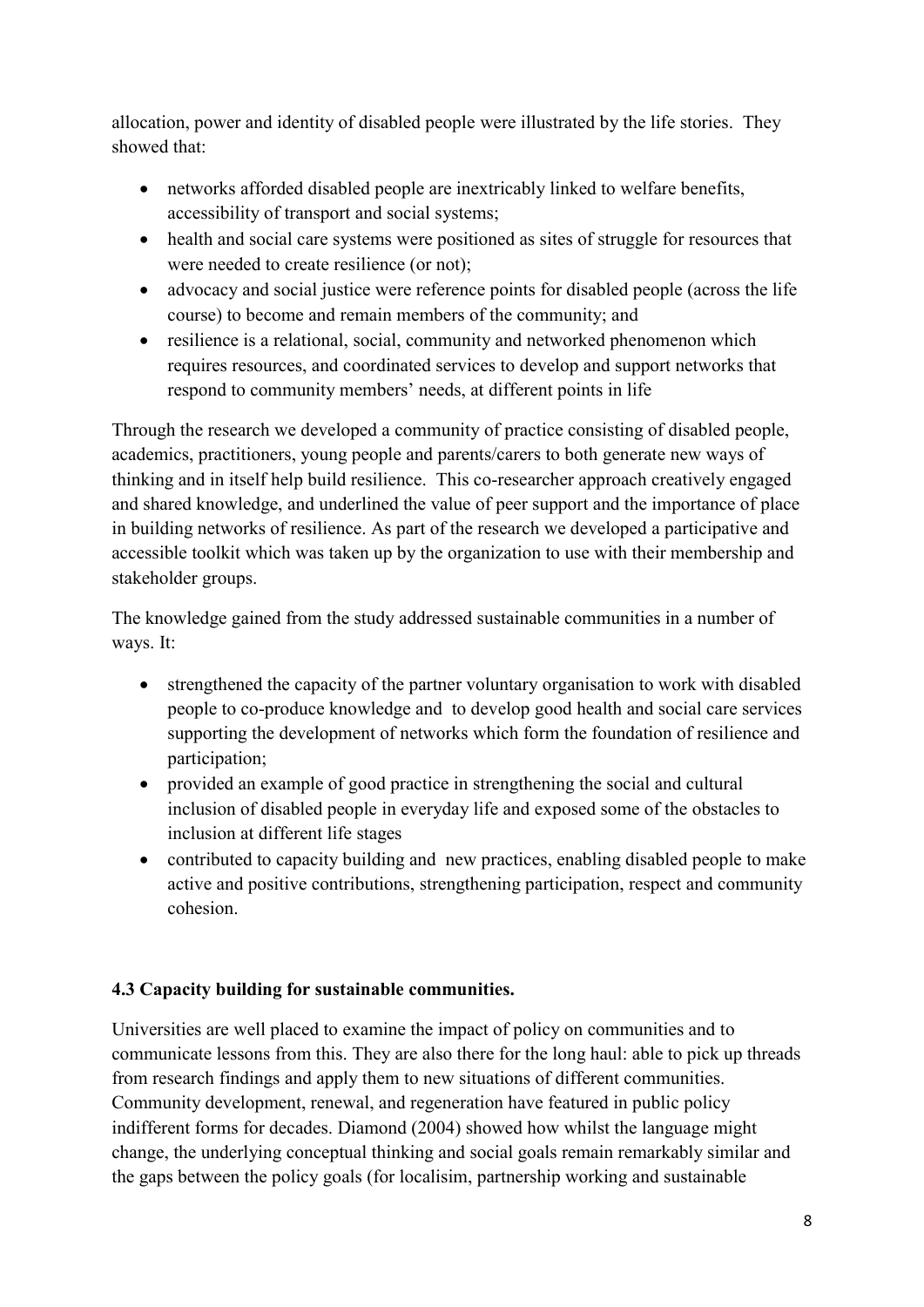allocation, power and identity of disabled people were illustrated by the life stories. They showed that:

- networks afforded disabled people are inextricably linked to welfare benefits, accessibility of transport and social systems;
- health and social care systems were positioned as sites of struggle for resources that were needed to create resilience (or not);
- advocacy and social justice were reference points for disabled people (across the life course) to become and remain members of the community; and
- resilience is a relational, social, community and networked phenomenon which requires resources, and coordinated services to develop and support networks that respond to community members' needs, at different points in life

Through the research we developed a community of practice consisting of disabled people, academics, practitioners, young people and parents/carers to both generate new ways of thinking and in itself help build resilience. This co-researcher approach creatively engaged and shared knowledge, and underlined the value of peer support and the importance of place in building networks of resilience. As part of the research we developed a participative and accessible toolkit which was taken up by the organization to use with their membership and stakeholder groups.

The knowledge gained from the study addressed sustainable communities in a number of ways. It:

- strengthened the capacity of the partner voluntary organisation to work with disabled people to co-produce knowledge and to develop good health and social care services supporting the development of networks which form the foundation of resilience and participation;
- provided an example of good practice in strengthening the social and cultural inclusion of disabled people in everyday life and exposed some of the obstacles to inclusion at different life stages
- contributed to capacity building and new practices, enabling disabled people to make active and positive contributions, strengthening participation, respect and community cohesion.

### 4.3 Capacity building for sustainable communities.

Universities are well placed to examine the impact of policy on communities and to communicate lessons from this. They are also there for the long haul: able to pick up threads from research findings and apply them to new situations of different communities. Community development, renewal, and regeneration have featured in public policy indifferent forms for decades. Diamond (2004) showed how whilst the language might change, the underlying conceptual thinking and social goals remain remarkably similar and the gaps between the policy goals (for localisim, partnership working and sustainable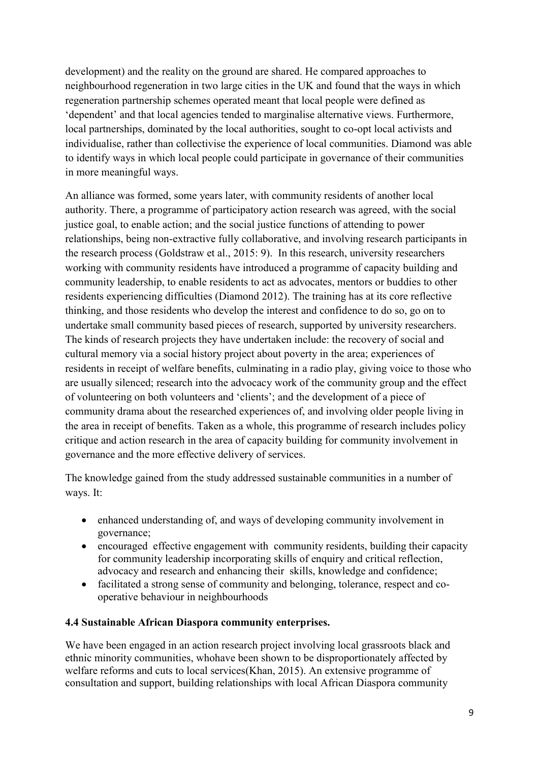development) and the reality on the ground are shared. He compared approaches to neighbourhood regeneration in two large cities in the UK and found that the ways in which regeneration partnership schemes operated meant that local people were defined as 'dependent' and that local agencies tended to marginalise alternative views. Furthermore, local partnerships, dominated by the local authorities, sought to co-opt local activists and individualise, rather than collectivise the experience of local communities. Diamond was able to identify ways in which local people could participate in governance of their communities in more meaningful ways.

An alliance was formed, some years later, with community residents of another local authority. There, a programme of participatory action research was agreed, with the social justice goal, to enable action; and the social justice functions of attending to power relationships, being non-extractive fully collaborative, and involving research participants in the research process (Goldstraw et al., 2015: 9). In this research, university researchers working with community residents have introduced a programme of capacity building and community leadership, to enable residents to act as advocates, mentors or buddies to other residents experiencing difficulties (Diamond 2012). The training has at its core reflective thinking, and those residents who develop the interest and confidence to do so, go on to undertake small community based pieces of research, supported by university researchers. The kinds of research projects they have undertaken include: the recovery of social and cultural memory via a social history project about poverty in the area; experiences of residents in receipt of welfare benefits, culminating in a radio play, giving voice to those who are usually silenced; research into the advocacy work of the community group and the effect of volunteering on both volunteers and 'clients'; and the development of a piece of community drama about the researched experiences of, and involving older people living in the area in receipt of benefits. Taken as a whole, this programme of research includes policy critique and action research in the area of capacity building for community involvement in governance and the more effective delivery of services.

The knowledge gained from the study addressed sustainable communities in a number of ways. It:

- enhanced understanding of, and ways of developing community involvement in governance;
- encouraged effective engagement with community residents, building their capacity for community leadership incorporating skills of enquiry and critical reflection, advocacy and research and enhancing their skills, knowledge and confidence;
- facilitated a strong sense of community and belonging, tolerance, respect and co-operative behaviour in neighbourhoods

### 4.4 Sustainable African Diaspora community enterprises.

We have been engaged in an action research project involving local grassroots black and ethnic minority communities, whohave been shown to be disproportionately affected by welfare reforms and cuts to local services(Khan, 2015). An extensive programme of consultation and support, building relationships with local African Diaspora community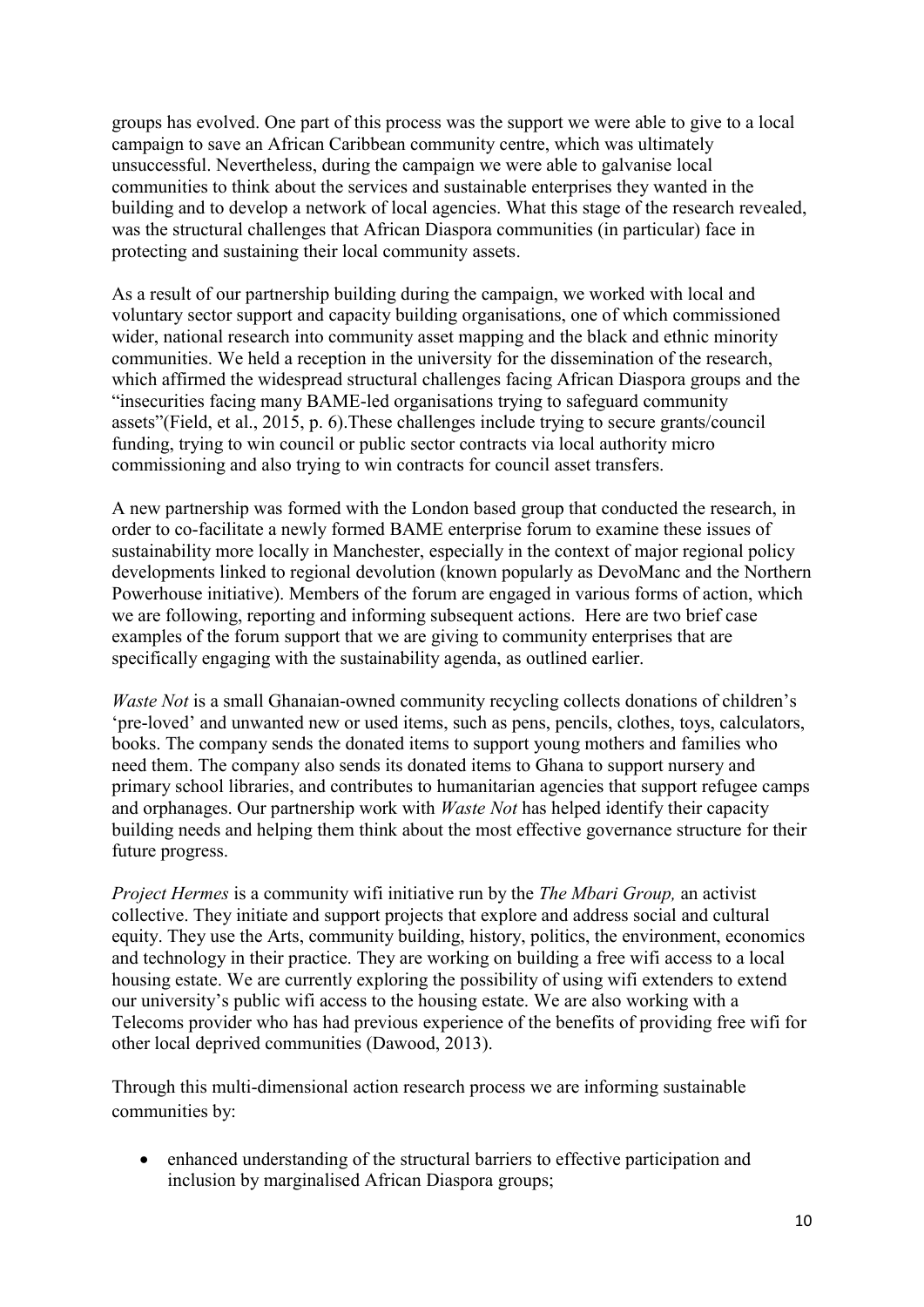groups has evolved. One part of this process was the support we were able to give to a local campaign to save an African Caribbean community centre, which was ultimately unsuccessful. Nevertheless, during the campaign we were able to galvanise local communities to think about the services and sustainable enterprises they wanted in the building and to develop a network of local agencies. What this stage of the research revealed, was the structural challenges that African Diaspora communities (in particular) face in protecting and sustaining their local community assets.

As a result of our partnership building during the campaign, we worked with local and voluntary sector support and capacity building organisations, one of which commissioned wider, national research into community asset mapping and the black and ethnic minority communities. We held a reception in the university for the dissemination of the research, which affirmed the widespread structural challenges facing African Diaspora groups and the "insecurities facing many BAME-led organisations trying to safeguard community assets"(Field, et al., 2015, p. 6).These challenges include trying to secure grants/council funding, trying to win council or public sector contracts via local authority micro commissioning and also trying to win contracts for council asset transfers.

A new partnership was formed with the London based group that conducted the research, in order to co-facilitate a newly formed BAME enterprise forum to examine these issues of sustainability more locally in Manchester, especially in the context of major regional policy developments linked to regional devolution (known popularly as DevoManc and the Northern Powerhouse initiative). Members of the forum are engaged in various forms of action, which we are following, reporting and informing subsequent actions. Here are two brief case examples of the forum support that we are giving to community enterprises that are specifically engaging with the sustainability agenda, as outlined earlier.

*Waste Not* is a small Ghanaian-owned community recycling collects donations of children's 'pre-loved' and unwanted new or used items, such as pens, pencils, clothes, toys, calculators, books. The company sends the donated items to support young mothers and families who need them. The company also sends its donated items to Ghana to support nursery and primary school libraries, and contributes to humanitarian agencies that support refugee camps and orphanages. Our partnership work with *Waste Not* has helped identify their capacity building needs and helping them think about the most effective governance structure for their future progress.

*Project Hermes* is a community wifi initiative run by the *The Mbari Group,* an activist collective. They initiate and support projects that explore and address social and cultural equity. They use the Arts, community building, history, politics, the environment, economics and technology in their practice. They are working on building a free wifi access to a local housing estate. We are currently exploring the possibility of using wifi extenders to extend our university's public wifi access to the housing estate. We are also working with a Telecoms provider who has had previous experience of the benefits of providing free wifi for other local deprived communities (Dawood, 2013).

Through this multi-dimensional action research process we are informing sustainable communities by:

- enhanced understanding of the structural barriers to effective participation and inclusion by marginalised African Diaspora groups;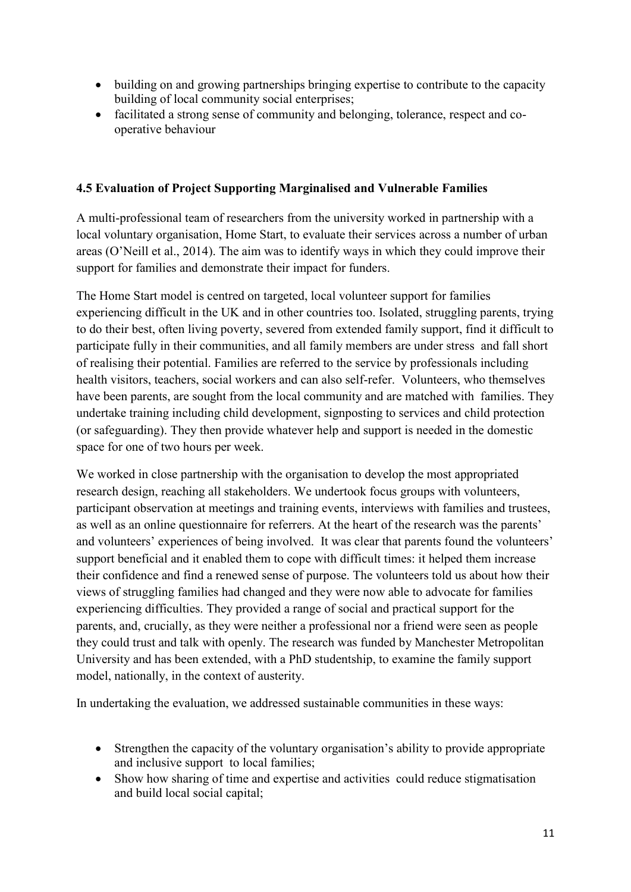- building on and growing partnerships bringing expertise to contribute to the capacity building of local community social enterprises;
- facilitated a strong sense of community and belonging, tolerance, respect and co-operative behaviour

### 4.5 Evaluation of Project Supporting Marginalised and Vulnerable Families

A multi-professional team of researchers from the university worked in partnership with a local voluntary organisation, Home Start, to evaluate their services across a number of urban areas (O'Neill et al., 2014). The aim was to identify ways in which they could improve their support for families and demonstrate their impact for funders.

The Home Start model is centred on targeted, local volunteer support for families experiencing difficult in the UK and in other countries too. Isolated, struggling parents, trying to do their best, often living poverty, severed from extended family support, find it difficult to participate fully in their communities, and all family members are under stress and fall short of realising their potential. Families are referred to the service by professionals including health visitors, teachers, social workers and can also self-refer. Volunteers, who themselves have been parents, are sought from the local community and are matched with families. They undertake training including child development, signposting to services and child protection (or safeguarding). They then provide whatever help and support is needed in the domestic space for one of two hours per week.

We worked in close partnership with the organisation to develop the most appropriated research design, reaching all stakeholders. We undertook focus groups with volunteers, participant observation at meetings and training events, interviews with families and trustees, as well as an online questionnaire for referrers. At the heart of the research was the parents' and volunteers' experiences of being involved. It was clear that parents found the volunteers' support beneficial and it enabled them to cope with difficult times: it helped them increase their confidence and find a renewed sense of purpose. The volunteers told us about how their views of struggling families had changed and they were now able to advocate for families experiencing difficulties. They provided a range of social and practical support for the parents, and, crucially, as they were neither a professional nor a friend were seen as people they could trust and talk with openly. The research was funded by Manchester Metropolitan University and has been extended, with a PhD studentship, to examine the family support model, nationally, in the context of austerity.

In undertaking the evaluation, we addressed sustainable communities in these ways:

- Strengthen the capacity of the voluntary organisation's ability to provide appropriate and inclusive support to local families;
- Show how sharing of time and expertise and activities could reduce stigmatisation and build local social capital;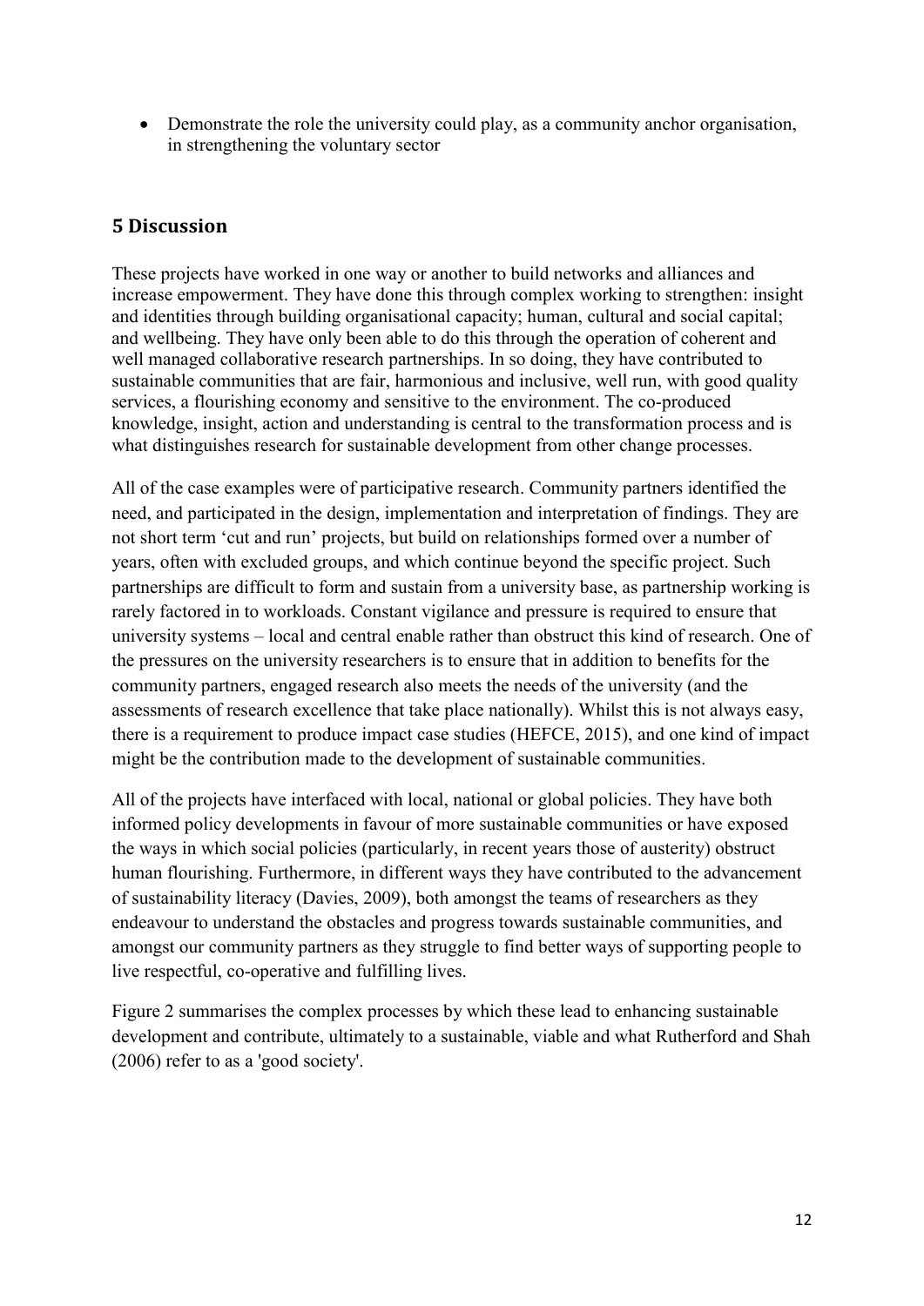- Demonstrate the role the university could play, as a community anchor organisation, in strengthening the voluntary sector

## 5 Discussion

These projects have worked in one way or another to build networks and alliances and increase empowerment. They have done this through complex working to strengthen: insight and identities through building organisational capacity; human, cultural and social capital; and wellbeing. They have only been able to do this through the operation of coherent and well managed collaborative research partnerships. In so doing, they have contributed to sustainable communities that are fair, harmonious and inclusive, well run, with good quality services, a flourishing economy and sensitive to the environment. The co-produced knowledge, insight, action and understanding is central to the transformation process and is what distinguishes research for sustainable development from other change processes.

All of the case examples were of participative research. Community partners identified the need, and participated in the design, implementation and interpretation of findings. They are not short term 'cut and run' projects, but build on relationships formed over a number of years, often with excluded groups, and which continue beyond the specific project. Such partnerships are difficult to form and sustain from a university base, as partnership working is rarely factored in to workloads. Constant vigilance and pressure is required to ensure that university systems – local and central enable rather than obstruct this kind of research. One of the pressures on the university researchers is to ensure that in addition to benefits for the community partners, engaged research also meets the needs of the university (and the assessments of research excellence that take place nationally). Whilst this is not always easy, there is a requirement to produce impact case studies (HEFCE, 2015), and one kind of impact might be the contribution made to the development of sustainable communities.

All of the projects have interfaced with local, national or global policies. They have both informed policy developments in favour of more sustainable communities or have exposed the ways in which social policies (particularly, in recent years those of austerity) obstruct human flourishing. Furthermore, in different ways they have contributed to the advancement of sustainability literacy (Davies, 2009), both amongst the teams of researchers as they endeavour to understand the obstacles and progress towards sustainable communities, and amongst our community partners as they struggle to find better ways of supporting people to live respectful, co-operative and fulfilling lives.

Figure 2 summarises the complex processes by which these lead to enhancing sustainable development and contribute, ultimately to a sustainable, viable and what Rutherford and Shah (2006) refer to as a 'good society'.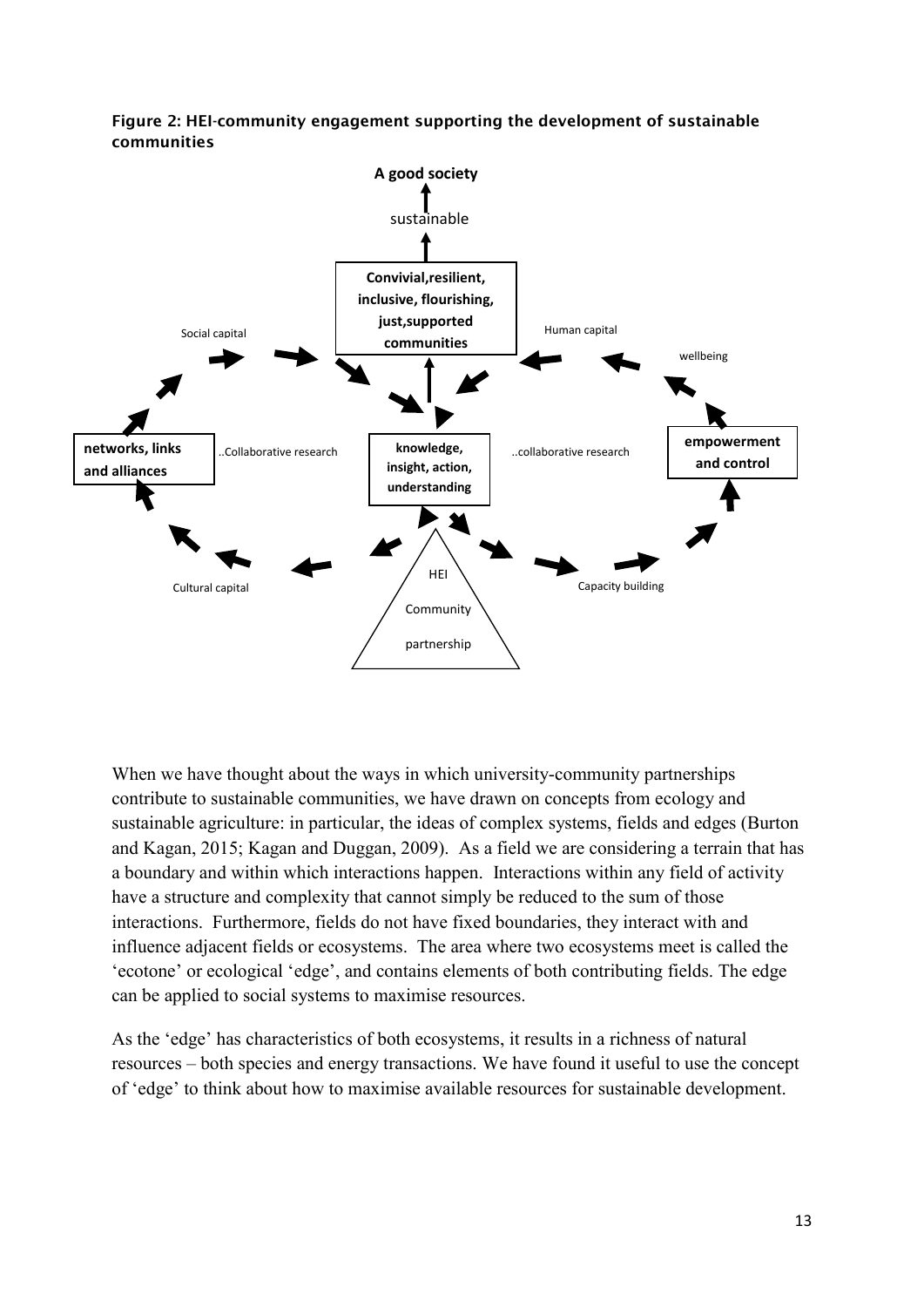**Figure 2: HEI-community engagement supporting the development of sustainable communities**

When we have thought about the ways in which university-community partnerships contribute to sustainable communities, we have drawn on concepts from ecology and sustainable agriculture: in particular, the ideas of complex systems, fields and edges (Burton and Kagan, 2015; Kagan and Duggan, 2009). As a field we are considering a terrain that has a boundary and within which interactions happen. Interactions within any field of activity have a structure and complexity that cannot simply be reduced to the sum of those interactions. Furthermore, fields do not have fixed boundaries, they interact with and influence adjacent fields or ecosystems. The area where two ecosystems meet is called the 'ecotone' or ecological 'edge', and contains elements of both contributing fields. The edge can be applied to social systems to maximise resources.

As the 'edge' has characteristics of both ecosystems, it results in a richness of natural resources – both species and energy transactions. We have found it useful to use the concept of 'edge' to think about how to maximise available resources for sustainable development.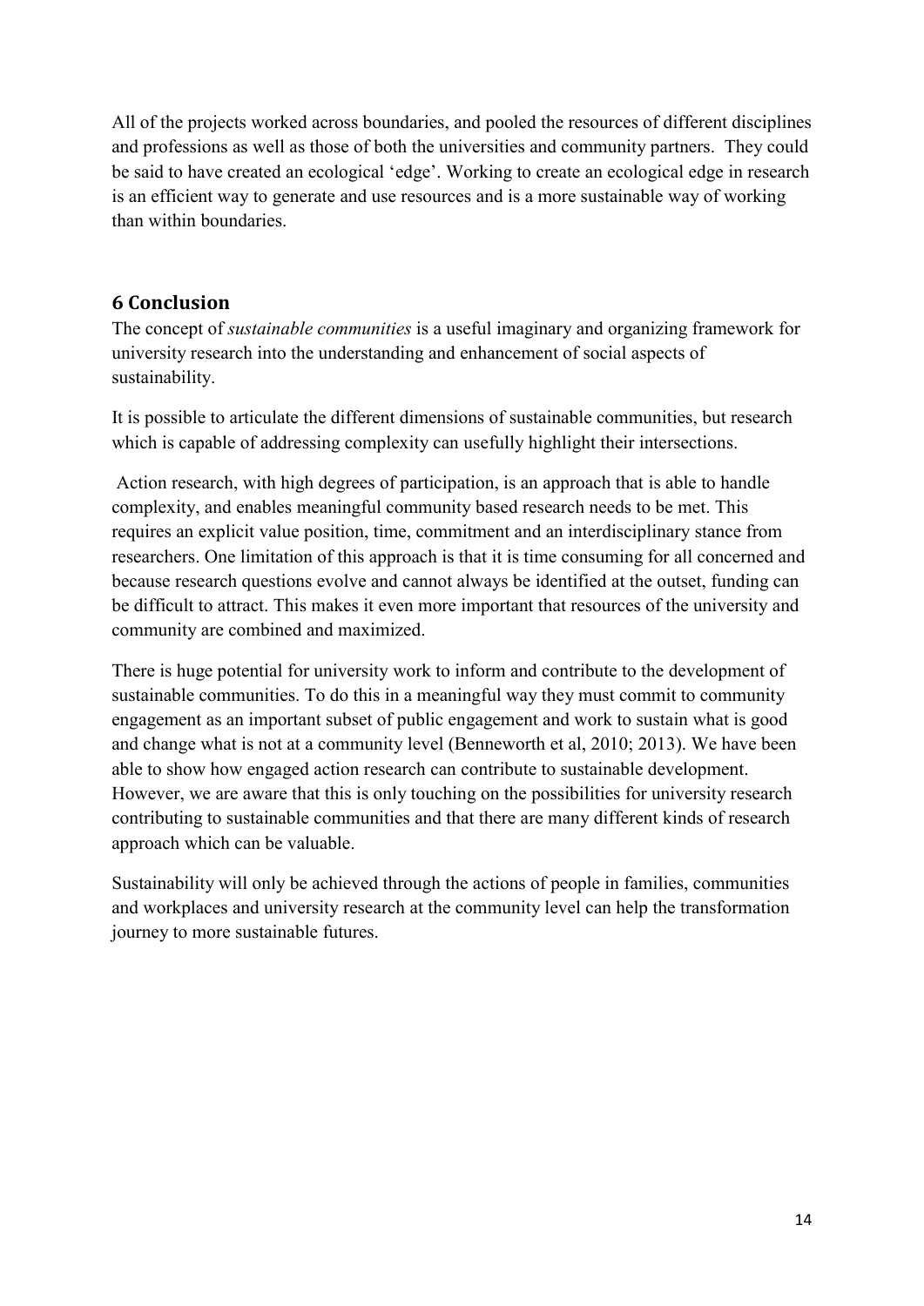All of the projects worked across boundaries, and pooled the resources of different disciplines and professions as well as those of both the universities and community partners. They could be said to have created an ecological 'edge'. Working to create an ecological edge in research is an efficient way to generate and use resources and is a more sustainable way of working than within boundaries.

## 6 Conclusion

The concept of *sustainable communities* is a useful imaginary and organizing framework for university research into the understanding and enhancement of social aspects of sustainability.

It is possible to articulate the different dimensions of sustainable communities, but research which is capable of addressing complexity can usefully highlight their intersections.

Action research, with high degrees of participation, is an approach that is able to handle complexity, and enables meaningful community based research needs to be met. This requires an explicit value position, time, commitment and an interdisciplinary stance from researchers. One limitation of this approach is that it is time consuming for all concerned and because research questions evolve and cannot always be identified at the outset, funding can be difficult to attract. This makes it even more important that resources of the university and community are combined and maximized.

There is huge potential for university work to inform and contribute to the development of sustainable communities. To do this in a meaningful way they must commit to community engagement as an important subset of public engagement and work to sustain what is good and change what is not at a community level (Benneworth et al, 2010; 2013). We have been able to show how engaged action research can contribute to sustainable development. However, we are aware that this is only touching on the possibilities for university research contributing to sustainable communities and that there are many different kinds of research approach which can be valuable.

Sustainability will only be achieved through the actions of people in families, communities and workplaces and university research at the community level can help the transformation journey to more sustainable futures.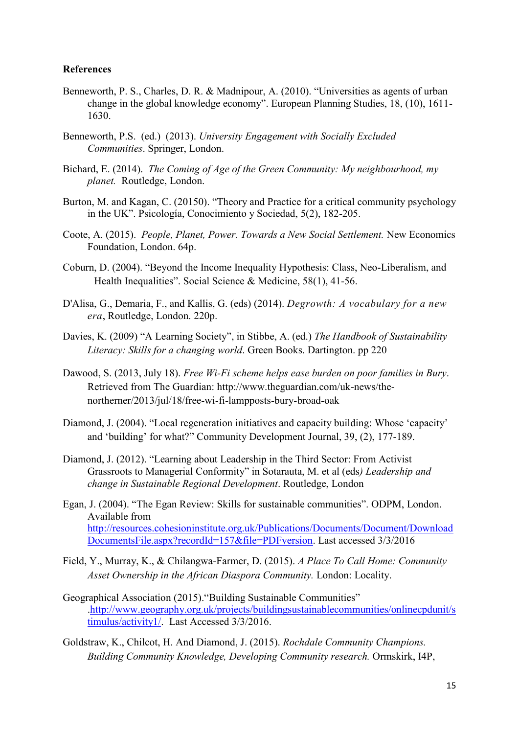**References**

Benneworth, P. S., Charles, D. R. & Madnipour, A. (2010). “Universities as agents of urban change in the global knowledge economy”. European Planning Studies, 18, (10), 1611-1630.

Benneworth, P.S. (ed.) (2013). *University Engagement with Socially Excluded Communities*. Springer, London.

Bichard, E. (2014). *The Coming of Age of the Green Community: My neighbourhood, my planet.* Routledge, London.

Burton, M. and Kagan, C. (20150). “Theory and Practice for a critical community psychology in the UK”. Psicología, Conocimiento y Sociedad, 5(2), 182-205.

Coote, A. (2015). *People, Planet, Power. Towards a New Social Settlement.* New Economics Foundation, London. 64p.

Coburn, D. (2004). “Beyond the Income Inequality Hypothesis: Class, Neo-Liberalism, and Health Inequalities”. Social Science & Medicine, 58(1), 41-56.

D'Alisa, G., Demaria, F., and Kallis, G. (eds) (2014). *Degrowth: A vocabulary for a new era*, Routledge, London. 220p.

Davies, K. (2009) “A Learning Society”, in Stibbe, A. (ed.) *The Handbook of Sustainability Literacy: Skills for a changing world*. Green Books. Dartington. pp 220

Dawood, S. (2013, July 18). *Free Wi-Fi scheme helps ease burden on poor families in Bury*. Retrieved from The Guardian: http://www.theguardian.com/uk-news/the-northerner/2013/jul/18/free-wi-fi-lampposts-bury-broad-oak

Diamond, J. (2004). “Local regeneration initiatives and capacity building: Whose ‘capacity’ and ‘building’ for what?” Community Development Journal, 39, (2), 177-189.

Diamond, J. (2012). “Learning about Leadership in the Third Sector: From Activist Grassroots to Managerial Conformity” in Sotarauta, M. et al (eds*) Leadership and change in Sustainable Regional Development*. Routledge, London

Egan, J. (2004). “The Egan Review: Skills for sustainable communities”. ODPM, London. Available from http://resources.cohesioninstitute.org.uk/Publications/Documents/Document/DownloadDocumentsFile.aspx?recordId=157&file=PDFversion. Last accessed 3/3/2016

Field, Y., Murray, K., & Chilangwa-Farmer, D. (2015). *A Place To Call Home: Community Asset Ownership in the African Diaspora Community.* London: Locality.

Geographical Association (2015).“Building Sustainable Communities” .http://www.geography.org.uk/projects/buildingsustainablecommunities/onlinecpdunit/stimulus/activity1/. Last Accessed 3/3/2016.

Goldstraw, K., Chilcot, H. And Diamond, J. (2015). *Rochdale Community Champions. Building Community Knowledge, Developing Community research.* Ormskirk, I4P,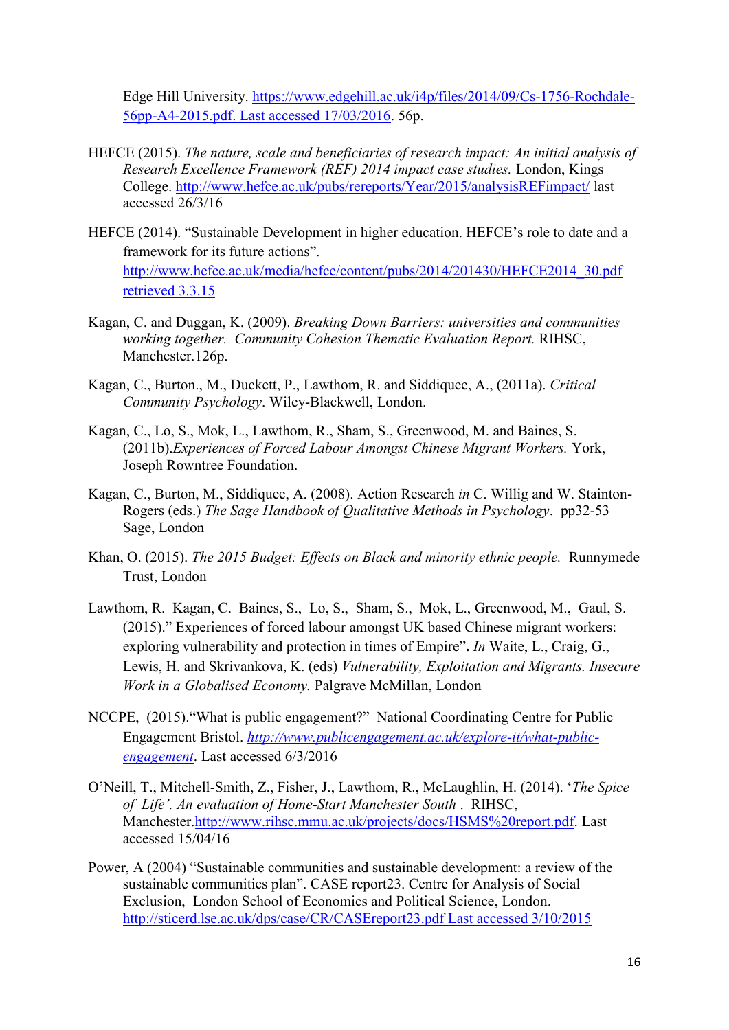Edge Hill University. https://www.edgehill.ac.uk/i4p/files/2014/09/Cs-1756-Rochdale-56pp-A4-2015.pdf. Last accessed 17/03/2016. 56p.

HEFCE (2015). *The nature, scale and beneficiaries of research impact: An initial analysis of Research Excellence Framework (REF) 2014 impact case studies.* London, Kings College. http://www.hefce.ac.uk/pubs/rereports/Year/2015/analysisREFimpact/ last accessed 26/3/16

HEFCE (2014). "Sustainable Development in higher education. HEFCE's role to date and a framework for its future actions". http://www.hefce.ac.uk/media/hefce/content/pubs/2014/201430/HEFCE2014_30.pdf retrieved 3.3.15

Kagan, C. and Duggan, K. (2009). *Breaking Down Barriers: universities and communities working together. Community Cohesion Thematic Evaluation Report.* RIHSC, Manchester.126p.

Kagan, C., Burton., M., Duckett, P., Lawthom, R. and Siddiquee, A., (2011a). *Critical Community Psychology*. Wiley-Blackwell, London.

Kagan, C., Lo, S., Mok, L., Lawthom, R., Sham, S., Greenwood, M. and Baines, S. (2011b).*Experiences of Forced Labour Amongst Chinese Migrant Workers.* York, Joseph Rowntree Foundation.

Kagan, C., Burton, M., Siddiquee, A. (2008). Action Research *in* C. Willig and W. Stainton-Rogers (eds.) *The Sage Handbook of Qualitative Methods in Psychology*. pp32-53 Sage, London

Khan, O. (2015). *The 2015 Budget: Effects on Black and minority ethnic people.* Runnymede Trust, London

Lawthom, R. Kagan, C. Baines, S. Lo, S. Sham, S. Mok, L., Greenwood, M. Gaul, S. (2015)." Experiences of forced labour amongst UK based Chinese migrant workers: exploring vulnerability and protection in times of Empire"**.** *In* Waite, L., Craig, G., Lewis, H. and Skrivankova, K. (eds) *Vulnerability, Exploitation and Migrants. Insecure Work in a Globalised Economy.* Palgrave McMillan, London

NCCPE, (2015)."What is public engagement?" National Coordinating Centre for Public Engagement Bristol. *http://www.publicengagement.ac.uk/explore-it/what-public-engagement*. Last accessed 6/3/2016

O'Neill, T., Mitchell-Smith, Z., Fisher, J., Lawthom, R., McLaughlin, H. (2014). '*The Spice of Life'. An evaluation of Home-Start Manchester South* . RIHSC, Manchester.http://www.rihsc.mmu.ac.uk/projects/docs/HSMS%20report.pdf. Last accessed 15/04/16

Power, A (2004) "Sustainable communities and sustainable development: a review of the sustainable communities plan". CASE report23. Centre for Analysis of Social Exclusion, London School of Economics and Political Science, London. http://sticerd.lse.ac.uk/dps/case/CR/CASEreport23.pdf Last accessed 3/10/2015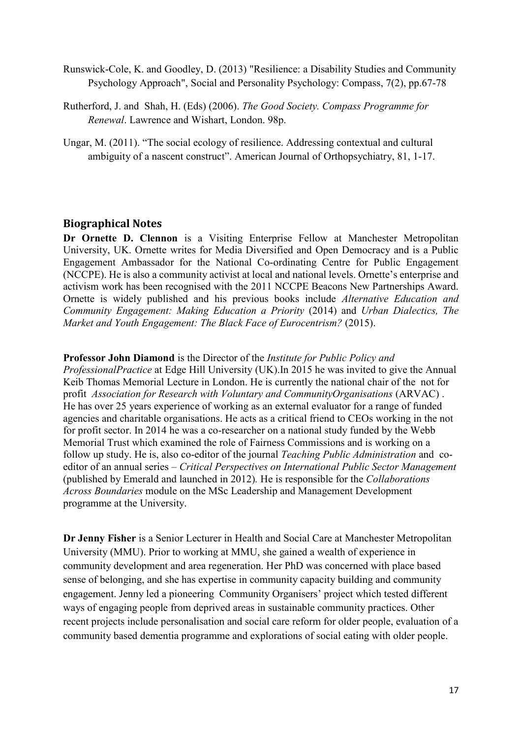Runswick-Cole, K. and Goodley, D. (2013) "Resilience: a Disability Studies and Community Psychology Approach", Social and Personality Psychology: Compass, 7(2), pp.67-78

Rutherford, J. and Shah, H. (Eds) (2006). *The Good Society. Compass Programme for Renewal*. Lawrence and Wishart, London. 98p.

Ungar, M. (2011). "The social ecology of resilience. Addressing contextual and cultural ambiguity of a nascent construct". American Journal of Orthopsychiatry, 81, 1-17.

## Biographical Notes

**Dr Ornette D. Clennon** is a Visiting Enterprise Fellow at Manchester Metropolitan University, UK. Ornette writes for Media Diversified and Open Democracy and is a Public Engagement Ambassador for the National Co-ordinating Centre for Public Engagement (NCCPE). He is also a community activist at local and national levels. Ornette's enterprise and activism work has been recognised with the 2011 NCCPE Beacons New Partnerships Award. Ornette is widely published and his previous books include *Alternative Education and Community Engagement: Making Education a Priority* (2014) and *Urban Dialectics, The Market and Youth Engagement: The Black Face of Eurocentrism?* (2015).

**Professor John Diamond** is the Director of the *Institute for Public Policy and ProfessionalPractice* at Edge Hill University (UK).In 2015 he was invited to give the Annual Keib Thomas Memorial Lecture in London. He is currently the national chair of the not for profit *Association for Research with Voluntary and CommunityOrganisations* (ARVAC) . He has over 25 years experience of working as an external evaluator for a range of funded agencies and charitable organisations. He acts as a critical friend to CEOs working in the not for profit sector. In 2014 he was a co-researcher on a national study funded by the Webb Memorial Trust which examined the role of Fairness Commissions and is working on a follow up study. He is, also co-editor of the journal *Teaching Public Administration* and co-editor of an annual series – *Critical Perspectives on International Public Sector Management* (published by Emerald and launched in 2012). He is responsible for the *Collaborations Across Boundaries* module on the MSc Leadership and Management Development programme at the University.

**Dr Jenny Fisher** is a Senior Lecturer in Health and Social Care at Manchester Metropolitan University (MMU). Prior to working at MMU, she gained a wealth of experience in community development and area regeneration. Her PhD was concerned with place based sense of belonging, and she has expertise in community capacity building and community engagement. Jenny led a pioneering Community Organisers' project which tested different ways of engaging people from deprived areas in sustainable community practices. Other recent projects include personalisation and social care reform for older people, evaluation of a community based dementia programme and explorations of social eating with older people.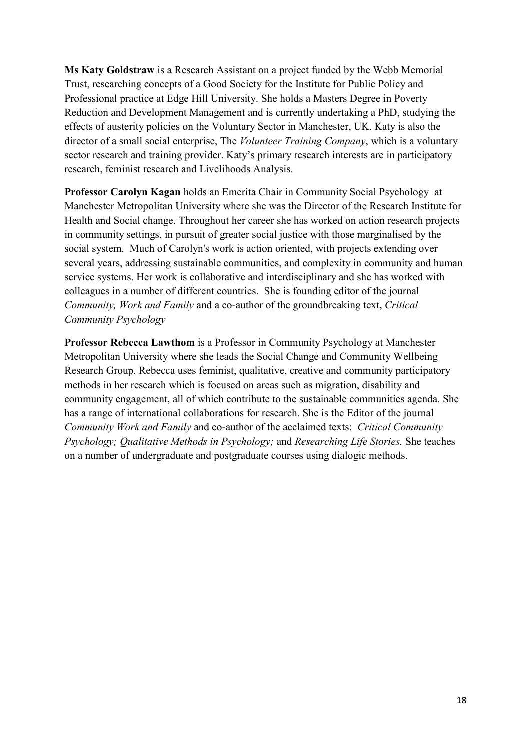**Ms Katy Goldstraw** is a Research Assistant on a project funded by the Webb Memorial Trust, researching concepts of a Good Society for the Institute for Public Policy and Professional practice at Edge Hill University. She holds a Masters Degree in Poverty Reduction and Development Management and is currently undertaking a PhD, studying the effects of austerity policies on the Voluntary Sector in Manchester, UK. Katy is also the director of a small social enterprise, The *Volunteer Training Company*, which is a voluntary sector research and training provider. Katy's primary research interests are in participatory research, feminist research and Livelihoods Analysis.

**Professor Carolyn Kagan** holds an Emerita Chair in Community Social Psychology at Manchester Metropolitan University where she was the Director of the Research Institute for Health and Social change. Throughout her career she has worked on action research projects in community settings, in pursuit of greater social justice with those marginalised by the social system. Much of Carolyn's work is action oriented, with projects extending over several years, addressing sustainable communities, and complexity in community and human service systems. Her work is collaborative and interdisciplinary and she has worked with colleagues in a number of different countries. She is founding editor of the journal *Community, Work and Family* and a co-author of the groundbreaking text, *Critical Community Psychology*

**Professor Rebecca Lawthom** is a Professor in Community Psychology at Manchester Metropolitan University where she leads the Social Change and Community Wellbeing Research Group. Rebecca uses feminist, qualitative, creative and community participatory methods in her research which is focused on areas such as migration, disability and community engagement, all of which contribute to the sustainable communities agenda. She has a range of international collaborations for research. She is the Editor of the journal *Community Work and Family* and co-author of the acclaimed texts: *Critical Community Psychology; Qualitative Methods in Psychology;* and *Researching Life Stories.* She teaches on a number of undergraduate and postgraduate courses using dialogic methods.